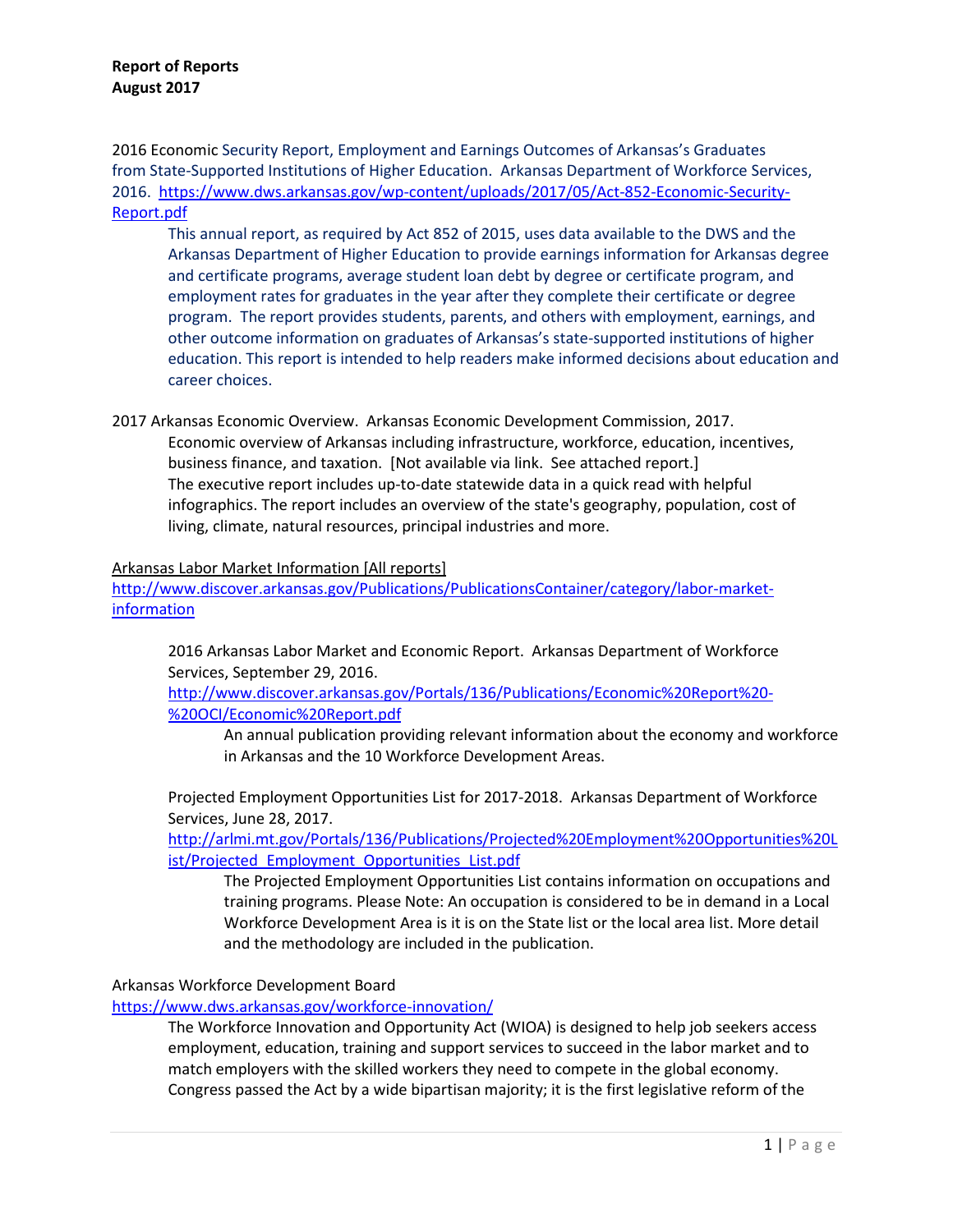**Report of Reports**
**August 2017**

2016 Economic Security Report, Employment and Earnings Outcomes of Arkansas's Graduates from State-Supported Institutions of Higher Education. Arkansas Department of Workforce Services, 2016. [https://www.dws.arkansas.gov/wp-content/uploads/2017/05/Act-852-Economic-Security-Report.pdf](https://www.dws.arkansas.gov/wp-content/uploads/2017/05/Act-852-Economic-Security-Report.pdf)

> This annual report, as required by Act 852 of 2015, uses data available to the DWS and the Arkansas Department of Higher Education to provide earnings information for Arkansas degree and certificate programs, average student loan debt by degree or certificate program, and employment rates for graduates in the year after they complete their certificate or degree program. The report provides students, parents, and others with employment, earnings, and other outcome information on graduates of Arkansas's state-supported institutions of higher education. This report is intended to help readers make informed decisions about education and career choices.

2017 Arkansas Economic Overview. Arkansas Economic Development Commission, 2017.

> Economic overview of Arkansas including infrastructure, workforce, education, incentives, business finance, and taxation. [Not available via link. See attached report.]
> The executive report includes up-to-date statewide data in a quick read with helpful infographics. The report includes an overview of the state's geography, population, cost of living, climate, natural resources, principal industries and more.

Arkansas Labor Market Information [All reports]
[http://www.discover.arkansas.gov/Publications/PublicationsContainer/category/labor-market-information](http://www.discover.arkansas.gov/Publications/PublicationsContainer/category/labor-market-information)

> 2016 Arkansas Labor Market and Economic Report. Arkansas Department of Workforce Services, September 29, 2016.
> [http://www.discover.arkansas.gov/Portals/136/Publications/Economic%20Report%20-%20OCI/Economic%20Report.pdf](http://www.discover.arkansas.gov/Portals/136/Publications/Economic%20Report%20-%20OCI/Economic%20Report.pdf)
>
> > An annual publication providing relevant information about the economy and workforce in Arkansas and the 10 Workforce Development Areas.
>
> Projected Employment Opportunities List for 2017-2018. Arkansas Department of Workforce Services, June 28, 2017.
> [http://arlmi.mt.gov/Portals/136/Publications/Projected%20Employment%20Opportunities%20List/Projected_Employment_Opportunities_List.pdf](http://arlmi.mt.gov/Portals/136/Publications/Projected%20Employment%20Opportunities%20List/Projected_Employment_Opportunities_List.pdf)
>
> > The Projected Employment Opportunities List contains information on occupations and training programs. Please Note: An occupation is considered to be in demand in a Local Workforce Development Area is it is on the State list or the local area list. More detail and the methodology are included in the publication.

Arkansas Workforce Development Board
[https://www.dws.arkansas.gov/workforce-innovation/](https://www.dws.arkansas.gov/workforce-innovation/)

> The Workforce Innovation and Opportunity Act (WIOA) is designed to help job seekers access employment, education, training and support services to succeed in the labor market and to match employers with the skilled workers they need to compete in the global economy. Congress passed the Act by a wide bipartisan majority; it is the first legislative reform of the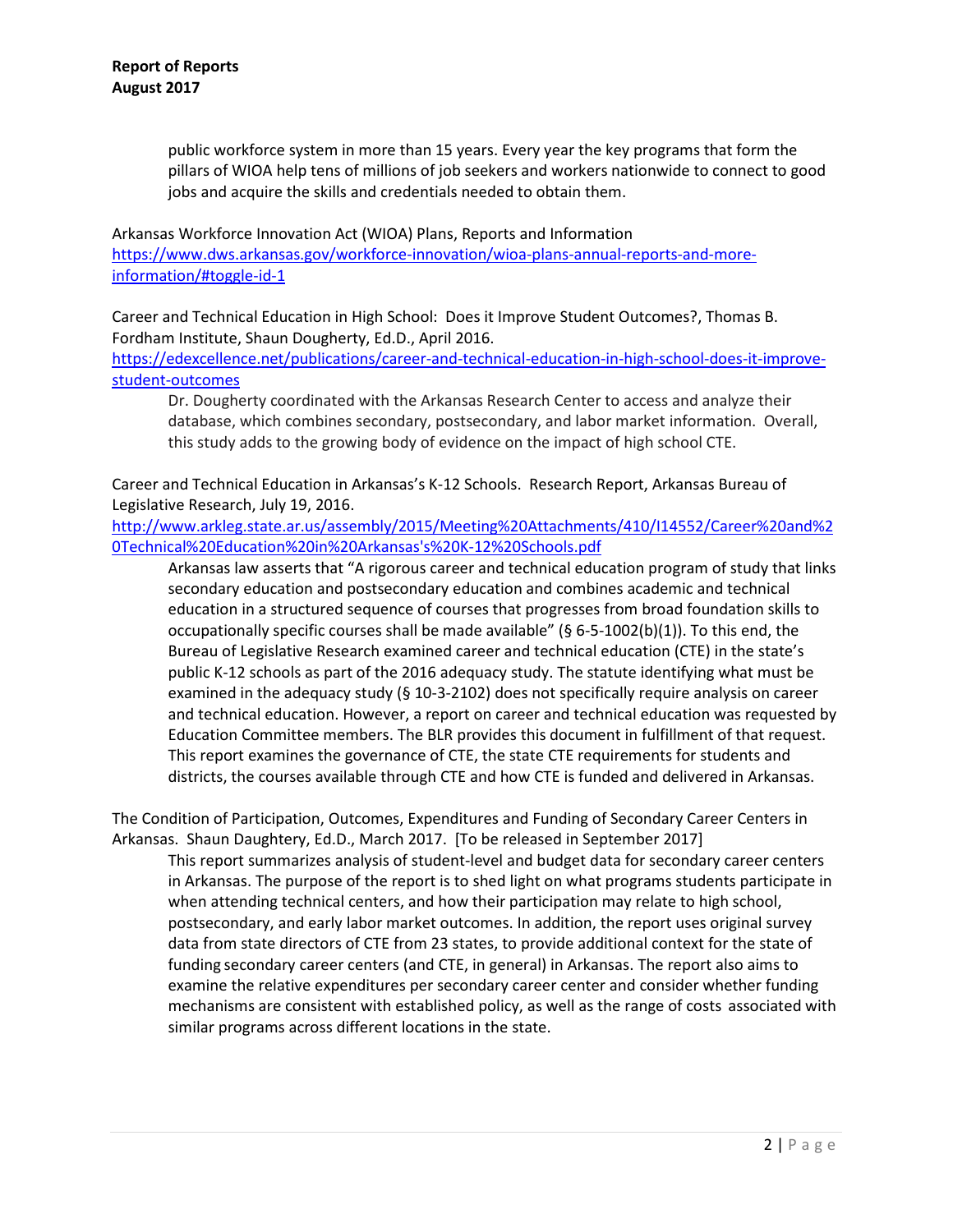public workforce system in more than 15 years. Every year the key programs that form the pillars of WIOA help tens of millions of job seekers and workers nationwide to connect to good jobs and acquire the skills and credentials needed to obtain them.

Arkansas Workforce Innovation Act (WIOA) Plans, Reports and Information
https://www.dws.arkansas.gov/workforce-innovation/wioa-plans-annual-reports-and-more-information/#toggle-id-1

Career and Technical Education in High School: Does it Improve Student Outcomes?, Thomas B. Fordham Institute, Shaun Dougherty, Ed.D., April 2016.
https://edexcellence.net/publications/career-and-technical-education-in-high-school-does-it-improve-student-outcomes

> Dr. Dougherty coordinated with the Arkansas Research Center to access and analyze their database, which combines secondary, postsecondary, and labor market information. Overall, this study adds to the growing body of evidence on the impact of high school CTE.

Career and Technical Education in Arkansas's K-12 Schools. Research Report, Arkansas Bureau of Legislative Research, July 19, 2016.
http://www.arkleg.state.ar.us/assembly/2015/Meeting%20Attachments/410/I14552/Career%20and%20Technical%20Education%20in%20Arkansas's%20K-12%20Schools.pdf

> Arkansas law asserts that "A rigorous career and technical education program of study that links secondary education and postsecondary education and combines academic and technical education in a structured sequence of courses that progresses from broad foundation skills to occupationally specific courses shall be made available" (§ 6-5-1002(b)(1)). To this end, the Bureau of Legislative Research examined career and technical education (CTE) in the state's public K-12 schools as part of the 2016 adequacy study. The statute identifying what must be examined in the adequacy study (§ 10-3-2102) does not specifically require analysis on career and technical education. However, a report on career and technical education was requested by Education Committee members. The BLR provides this document in fulfillment of that request. This report examines the governance of CTE, the state CTE requirements for students and districts, the courses available through CTE and how CTE is funded and delivered in Arkansas.

The Condition of Participation, Outcomes, Expenditures and Funding of Secondary Career Centers in Arkansas. Shaun Daughtery, Ed.D., March 2017. [To be released in September 2017]

> This report summarizes analysis of student-level and budget data for secondary career centers in Arkansas. The purpose of the report is to shed light on what programs students participate in when attending technical centers, and how their participation may relate to high school, postsecondary, and early labor market outcomes. In addition, the report uses original survey data from state directors of CTE from 23 states, to provide additional context for the state of funding secondary career centers (and CTE, in general) in Arkansas. The report also aims to examine the relative expenditures per secondary career center and consider whether funding mechanisms are consistent with established policy, as well as the range of costs associated with similar programs across different locations in the state.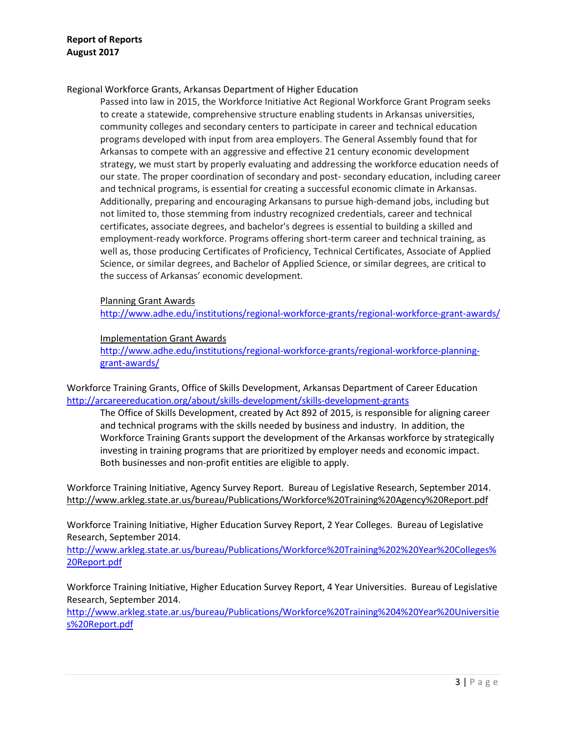**Report of Reports**
**August 2017**

Regional Workforce Grants, Arkansas Department of Higher Education

Passed into law in 2015, the Workforce Initiative Act Regional Workforce Grant Program seeks to create a statewide, comprehensive structure enabling students in Arkansas universities, community colleges and secondary centers to participate in career and technical education programs developed with input from area employers. The General Assembly found that for Arkansas to compete with an aggressive and effective 21 century economic development strategy, we must start by properly evaluating and addressing the workforce education needs of our state. The proper coordination of secondary and post- secondary education, including career and technical programs, is essential for creating a successful economic climate in Arkansas. Additionally, preparing and encouraging Arkansans to pursue high-demand jobs, including but not limited to, those stemming from industry recognized credentials, career and technical certificates, associate degrees, and bachelor's degrees is essential to building a skilled and employment-ready workforce. Programs offering short-term career and technical training, as well as, those producing Certificates of Proficiency, Technical Certificates, Associate of Applied Science, or similar degrees, and Bachelor of Applied Science, or similar degrees, are critical to the success of Arkansas' economic development.

Planning Grant Awards
http://www.adhe.edu/institutions/regional-workforce-grants/regional-workforce-grant-awards/

Implementation Grant Awards
http://www.adhe.edu/institutions/regional-workforce-grants/regional-workforce-planning-grant-awards/

Workforce Training Grants, Office of Skills Development, Arkansas Department of Career Education
http://arcareereducation.org/about/skills-development/skills-development-grants

The Office of Skills Development, created by Act 892 of 2015, is responsible for aligning career and technical programs with the skills needed by business and industry. In addition, the Workforce Training Grants support the development of the Arkansas workforce by strategically investing in training programs that are prioritized by employer needs and economic impact. Both businesses and non-profit entities are eligible to apply.

Workforce Training Initiative, Agency Survey Report. Bureau of Legislative Research, September 2014.
http://www.arkleg.state.ar.us/bureau/Publications/Workforce%20Training%20Agency%20Report.pdf

Workforce Training Initiative, Higher Education Survey Report, 2 Year Colleges. Bureau of Legislative Research, September 2014.
http://www.arkleg.state.ar.us/bureau/Publications/Workforce%20Training%202%20Year%20Colleges%20Report.pdf

Workforce Training Initiative, Higher Education Survey Report, 4 Year Universities. Bureau of Legislative Research, September 2014.
http://www.arkleg.state.ar.us/bureau/Publications/Workforce%20Training%204%20Year%20Universities%20Report.pdf